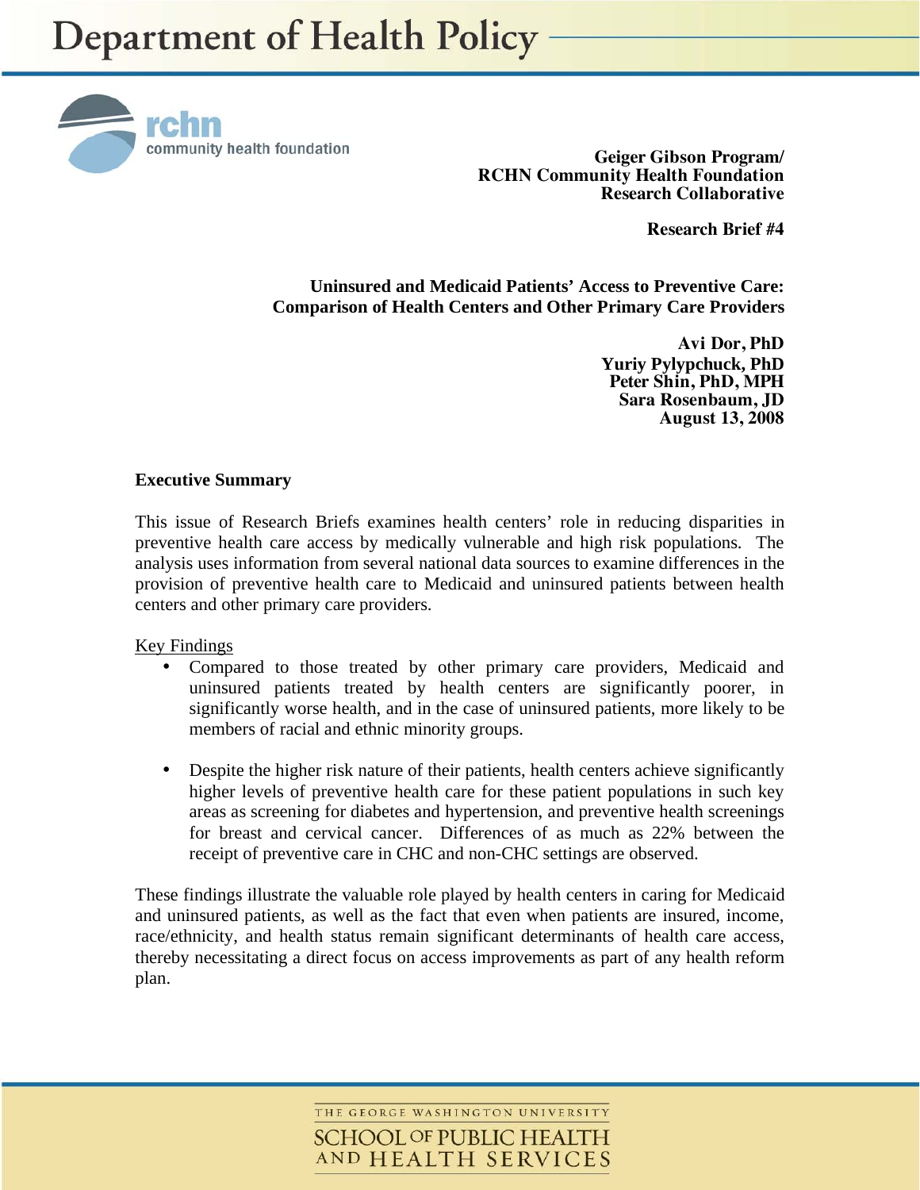# Department of Health Policy

rchn community health foundation

**Geiger Gibson Program/**
**RCHN Community Health Foundation**
**Research Collaborative**

**Research Brief #4**

## Uninsured and Medicaid Patients' Access to Preventive Care: Comparison of Health Centers and Other Primary Care Providers

**Avi Dor, PhD**
**Yuriy Pylypchuck, PhD**
**Peter Shin, PhD, MPH**
**Sara Rosenbaum, JD**
**August 13, 2008**

### Executive Summary

This issue of Research Briefs examines health centers' role in reducing disparities in preventive health care access by medically vulnerable and high risk populations. The analysis uses information from several national data sources to examine differences in the provision of preventive health care to Medicaid and uninsured patients between health centers and other primary care providers.

Key Findings

- Compared to those treated by other primary care providers, Medicaid and uninsured patients treated by health centers are significantly poorer, in significantly worse health, and in the case of uninsured patients, more likely to be members of racial and ethnic minority groups.
- Despite the higher risk nature of their patients, health centers achieve significantly higher levels of preventive health care for these patient populations in such key areas as screening for diabetes and hypertension, and preventive health screenings for breast and cervical cancer. Differences of as much as 22% between the receipt of preventive care in CHC and non-CHC settings are observed.

These findings illustrate the valuable role played by health centers in caring for Medicaid and uninsured patients, as well as the fact that even when patients are insured, income, race/ethnicity, and health status remain significant determinants of health care access, thereby necessitating a direct focus on access improvements as part of any health reform plan.

THE GEORGE WASHINGTON UNIVERSITY
SCHOOL OF PUBLIC HEALTH AND HEALTH SERVICES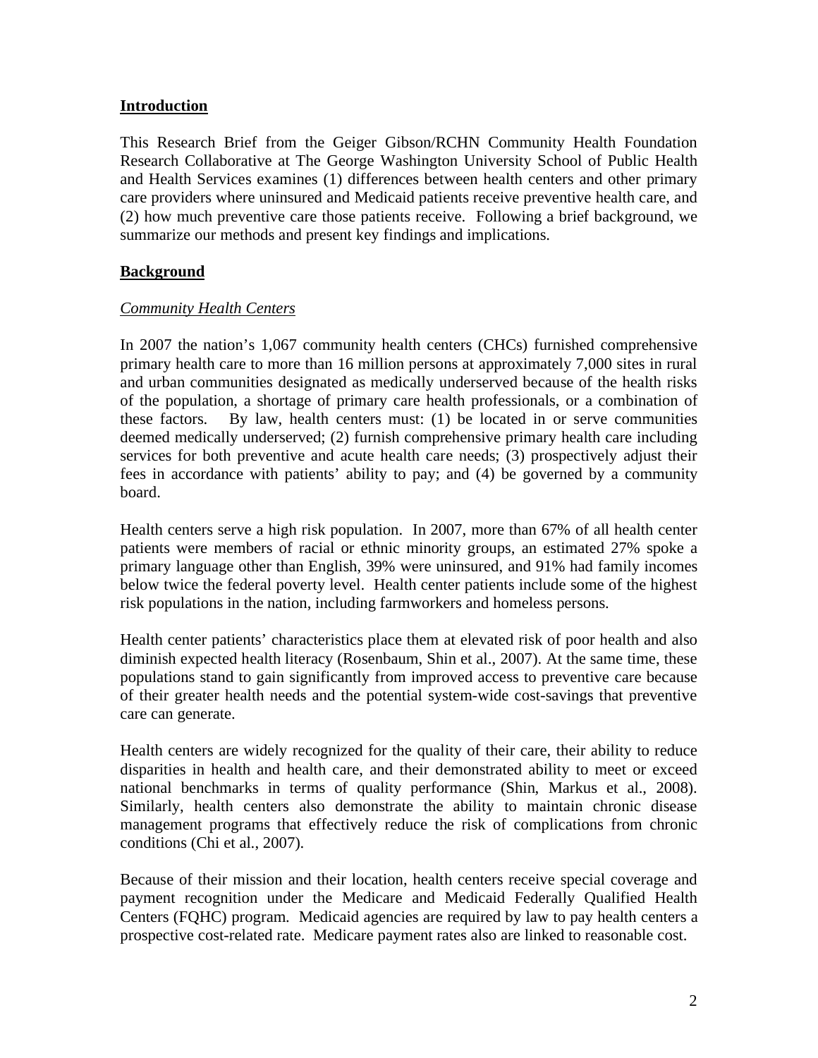## Introduction

This Research Brief from the Geiger Gibson/RCHN Community Health Foundation Research Collaborative at The George Washington University School of Public Health and Health Services examines (1) differences between health centers and other primary care providers where uninsured and Medicaid patients receive preventive health care, and (2) how much preventive care those patients receive. Following a brief background, we summarize our methods and present key findings and implications.

## Background

### *Community Health Centers*

In 2007 the nation's 1,067 community health centers (CHCs) furnished comprehensive primary health care to more than 16 million persons at approximately 7,000 sites in rural and urban communities designated as medically underserved because of the health risks of the population, a shortage of primary care health professionals, or a combination of these factors. By law, health centers must: (1) be located in or serve communities deemed medically underserved; (2) furnish comprehensive primary health care including services for both preventive and acute health care needs; (3) prospectively adjust their fees in accordance with patients' ability to pay; and (4) be governed by a community board.

Health centers serve a high risk population. In 2007, more than 67% of all health center patients were members of racial or ethnic minority groups, an estimated 27% spoke a primary language other than English, 39% were uninsured, and 91% had family incomes below twice the federal poverty level. Health center patients include some of the highest risk populations in the nation, including farmworkers and homeless persons.

Health center patients' characteristics place them at elevated risk of poor health and also diminish expected health literacy (Rosenbaum, Shin et al., 2007). At the same time, these populations stand to gain significantly from improved access to preventive care because of their greater health needs and the potential system-wide cost-savings that preventive care can generate.

Health centers are widely recognized for the quality of their care, their ability to reduce disparities in health and health care, and their demonstrated ability to meet or exceed national benchmarks in terms of quality performance (Shin, Markus et al., 2008). Similarly, health centers also demonstrate the ability to maintain chronic disease management programs that effectively reduce the risk of complications from chronic conditions (Chi et al., 2007).

Because of their mission and their location, health centers receive special coverage and payment recognition under the Medicare and Medicaid Federally Qualified Health Centers (FQHC) program. Medicaid agencies are required by law to pay health centers a prospective cost-related rate. Medicare payment rates also are linked to reasonable cost.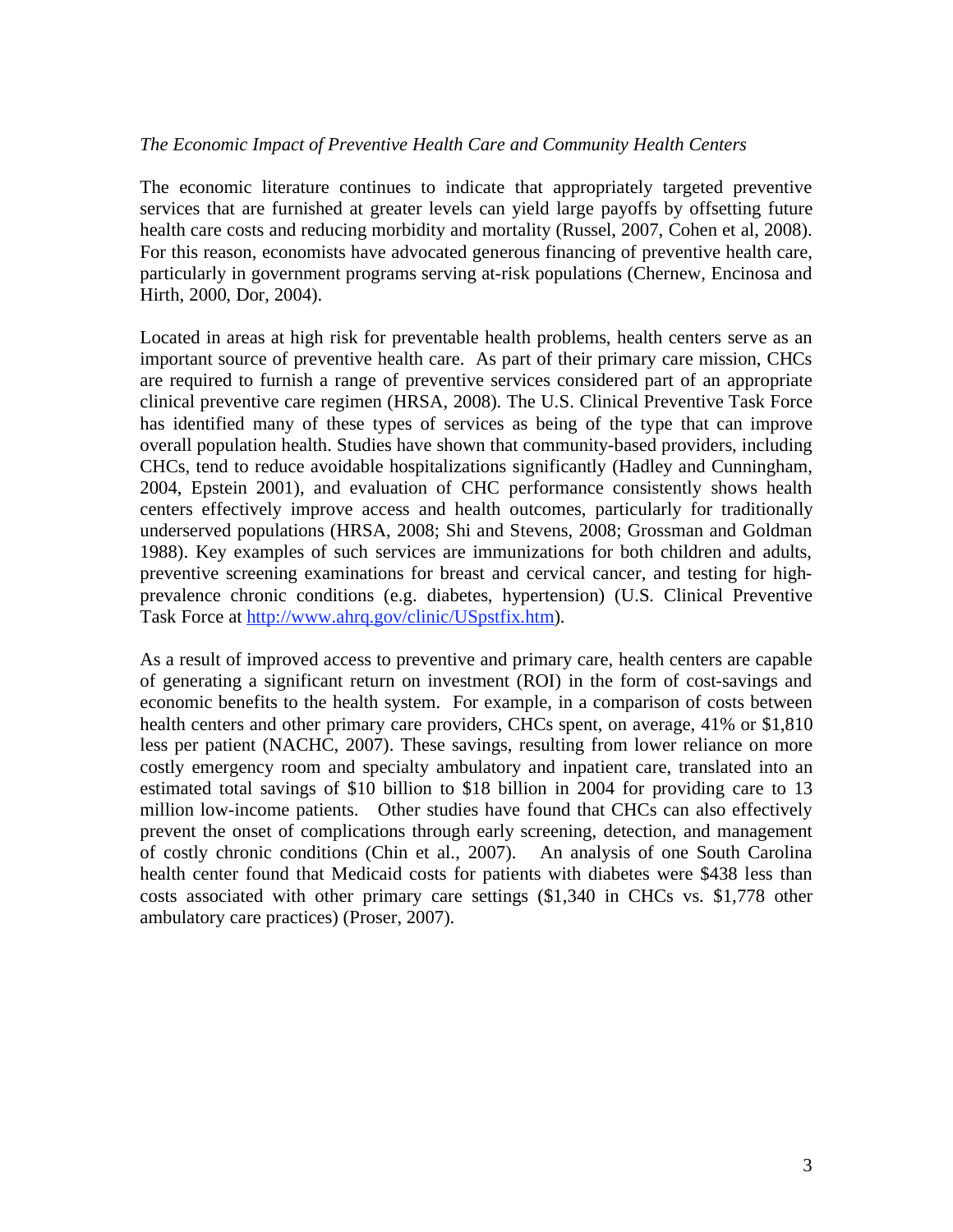*The Economic Impact of Preventive Health Care and Community Health Centers*

The economic literature continues to indicate that appropriately targeted preventive services that are furnished at greater levels can yield large payoffs by offsetting future health care costs and reducing morbidity and mortality (Russel, 2007, Cohen et al, 2008). For this reason, economists have advocated generous financing of preventive health care, particularly in government programs serving at-risk populations (Chernew, Encinosa and Hirth, 2000, Dor, 2004).

Located in areas at high risk for preventable health problems, health centers serve as an important source of preventive health care. As part of their primary care mission, CHCs are required to furnish a range of preventive services considered part of an appropriate clinical preventive care regimen (HRSA, 2008). The U.S. Clinical Preventive Task Force has identified many of these types of services as being of the type that can improve overall population health. Studies have shown that community-based providers, including CHCs, tend to reduce avoidable hospitalizations significantly (Hadley and Cunningham, 2004, Epstein 2001), and evaluation of CHC performance consistently shows health centers effectively improve access and health outcomes, particularly for traditionally underserved populations (HRSA, 2008; Shi and Stevens, 2008; Grossman and Goldman 1988). Key examples of such services are immunizations for both children and adults, preventive screening examinations for breast and cervical cancer, and testing for high-prevalence chronic conditions (e.g. diabetes, hypertension) (U.S. Clinical Preventive Task Force at [http://www.ahrq.gov/clinic/USpstfix.htm](http://www.ahrq.gov/clinic/USpstfix.htm)).

As a result of improved access to preventive and primary care, health centers are capable of generating a significant return on investment (ROI) in the form of cost-savings and economic benefits to the health system. For example, in a comparison of costs between health centers and other primary care providers, CHCs spent, on average, 41% or $1,810 less per patient (NACHC, 2007). These savings, resulting from lower reliance on more costly emergency room and specialty ambulatory and inpatient care, translated into an estimated total savings of $10 billion to $18 billion in 2004 for providing care to 13 million low-income patients. Other studies have found that CHCs can also effectively prevent the onset of complications through early screening, detection, and management of costly chronic conditions (Chin et al., 2007). An analysis of one South Carolina health center found that Medicaid costs for patients with diabetes were $438 less than costs associated with other primary care settings ($1,340 in CHCs vs. $1,778 other ambulatory care practices) (Proser, 2007).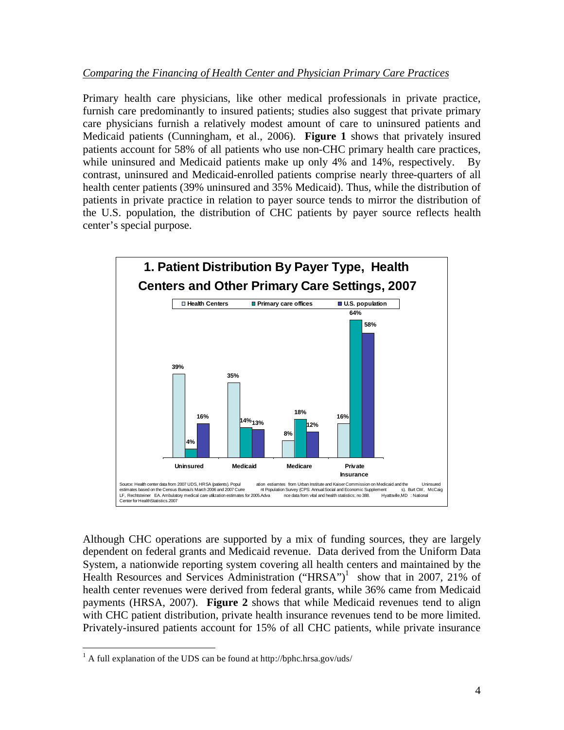*Comparing the Financing of Health Center and Physician Primary Care Practices*

Primary health care physicians, like other medical professionals in private practice, furnish care predominantly to insured patients; studies also suggest that private primary care physicians furnish a relatively modest amount of care to uninsured patients and Medicaid patients (Cunningham, et al., 2006). **Figure 1** shows that privately insured patients account for 58% of all patients who use non-CHC primary health care practices, while uninsured and Medicaid patients make up only 4% and 14%, respectively. By contrast, uninsured and Medicaid-enrolled patients comprise nearly three-quarters of all health center patients (39% uninsured and 35% Medicaid). Thus, while the distribution of patients in private practice in relation to payer source tends to mirror the distribution of the U.S. population, the distribution of CHC patients by payer source reflects health center's special purpose.

**1. Patient Distribution By Payer Type, Health Centers and Other Primary Care Settings, 2007**

| | Health Centers | Primary care offices | U.S. population |
|---|---|---|---|
| Uninsured | 39% | 4% | 16% |
| Medicaid | 35% | 14% | 13% |
| Medicare | 8% | 18% | 12% |
| Private Insurance | 16% | 64% | 58% |

Source: Health center data from 2007 UDS, HRSA (patients). Population estiamtes from Urban Institute and Kaiser Commission on Medicaid and the Uninsured estimates based on the Census Bureau's March 2006 and 2007 Current Population Survey (CPS: Annual Social and Economic Supplements). Burt CW, McCaig LF, Rechtsteiner EA. Ambulatory medical care utilization estimates for 2005.Advance data from vital and health statistics; no 388. Hyattsville,MD : National Center for HealthStatistics.2007

Although CHC operations are supported by a mix of funding sources, they are largely dependent on federal grants and Medicaid revenue. Data derived from the Uniform Data System, a nationwide reporting system covering all health centers and maintained by the Health Resources and Services Administration ("HRSA")[1] show that in 2007, 21% of health center revenues were derived from federal grants, while 36% came from Medicaid payments (HRSA, 2007). **Figure 2** shows that while Medicaid revenues tend to align with CHC patient distribution, private health insurance revenues tend to be more limited. Privately-insured patients account for 15% of all CHC patients, while private insurance

[1] A full explanation of the UDS can be found at http://bphc.hrsa.gov/uds/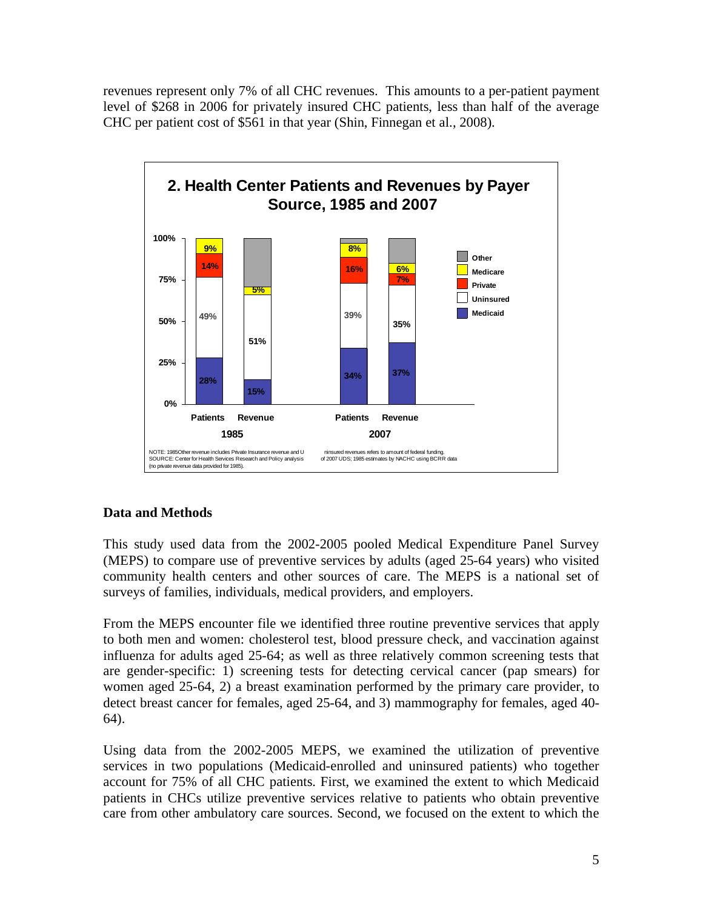revenues represent only 7% of all CHC revenues. This amounts to a per-patient payment level of $268 in 2006 for privately insured CHC patients, less than half of the average CHC per patient cost of $561 in that year (Shin, Finnegan et al., 2008).

**2. Health Center Patients and Revenues by Payer Source, 1985 and 2007**

| | 1985 Patients | 1985 Revenue | 2007 Patients | 2007 Revenue |
|---|---|---|---|---|
| Other | | | | |
| Medicare | 9% | 5% | 8% | 6% |
| Private | 14% | | 16% | 7% |
| Uninsured | 49% | 51% | 39% | 35% |
| Medicaid | 28% | 15% | 34% | 37% |

NOTE: 1985Other revenue includes Private Insurance revenue and Uninsured revenues refers to amount of federal funding. (no private revenue data provided for 1985).
SOURCE: Center for Health Services Research and Policy analysis of 2007 UDS; 1985 estimates by NACHC using BCRR data

## Data and Methods

This study used data from the 2002-2005 pooled Medical Expenditure Panel Survey (MEPS) to compare use of preventive services by adults (aged 25-64 years) who visited community health centers and other sources of care. The MEPS is a national set of surveys of families, individuals, medical providers, and employers.

From the MEPS encounter file we identified three routine preventive services that apply to both men and women: cholesterol test, blood pressure check, and vaccination against influenza for adults aged 25-64; as well as three relatively common screening tests that are gender-specific: 1) screening tests for detecting cervical cancer (pap smears) for women aged 25-64, 2) a breast examination performed by the primary care provider, to detect breast cancer for females, aged 25-64, and 3) mammography for females, aged 40-64).

Using data from the 2002-2005 MEPS, we examined the utilization of preventive services in two populations (Medicaid-enrolled and uninsured patients) who together account for 75% of all CHC patients. First, we examined the extent to which Medicaid patients in CHCs utilize preventive services relative to patients who obtain preventive care from other ambulatory care sources. Second, we focused on the extent to which the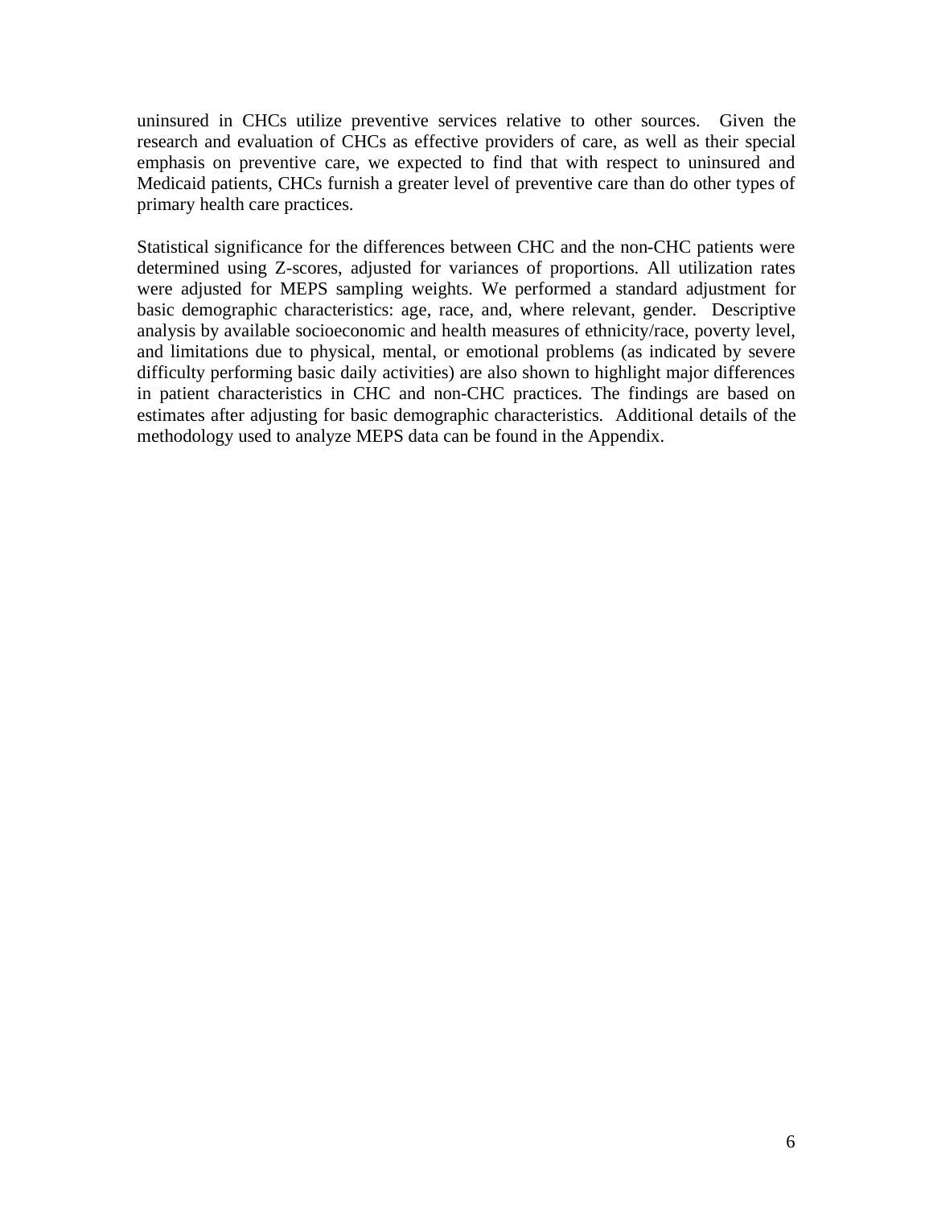uninsured in CHCs utilize preventive services relative to other sources. Given the research and evaluation of CHCs as effective providers of care, as well as their special emphasis on preventive care, we expected to find that with respect to uninsured and Medicaid patients, CHCs furnish a greater level of preventive care than do other types of primary health care practices.

Statistical significance for the differences between CHC and the non-CHC patients were determined using Z-scores, adjusted for variances of proportions. All utilization rates were adjusted for MEPS sampling weights. We performed a standard adjustment for basic demographic characteristics: age, race, and, where relevant, gender. Descriptive analysis by available socioeconomic and health measures of ethnicity/race, poverty level, and limitations due to physical, mental, or emotional problems (as indicated by severe difficulty performing basic daily activities) are also shown to highlight major differences in patient characteristics in CHC and non-CHC practices. The findings are based on estimates after adjusting for basic demographic characteristics. Additional details of the methodology used to analyze MEPS data can be found in the Appendix.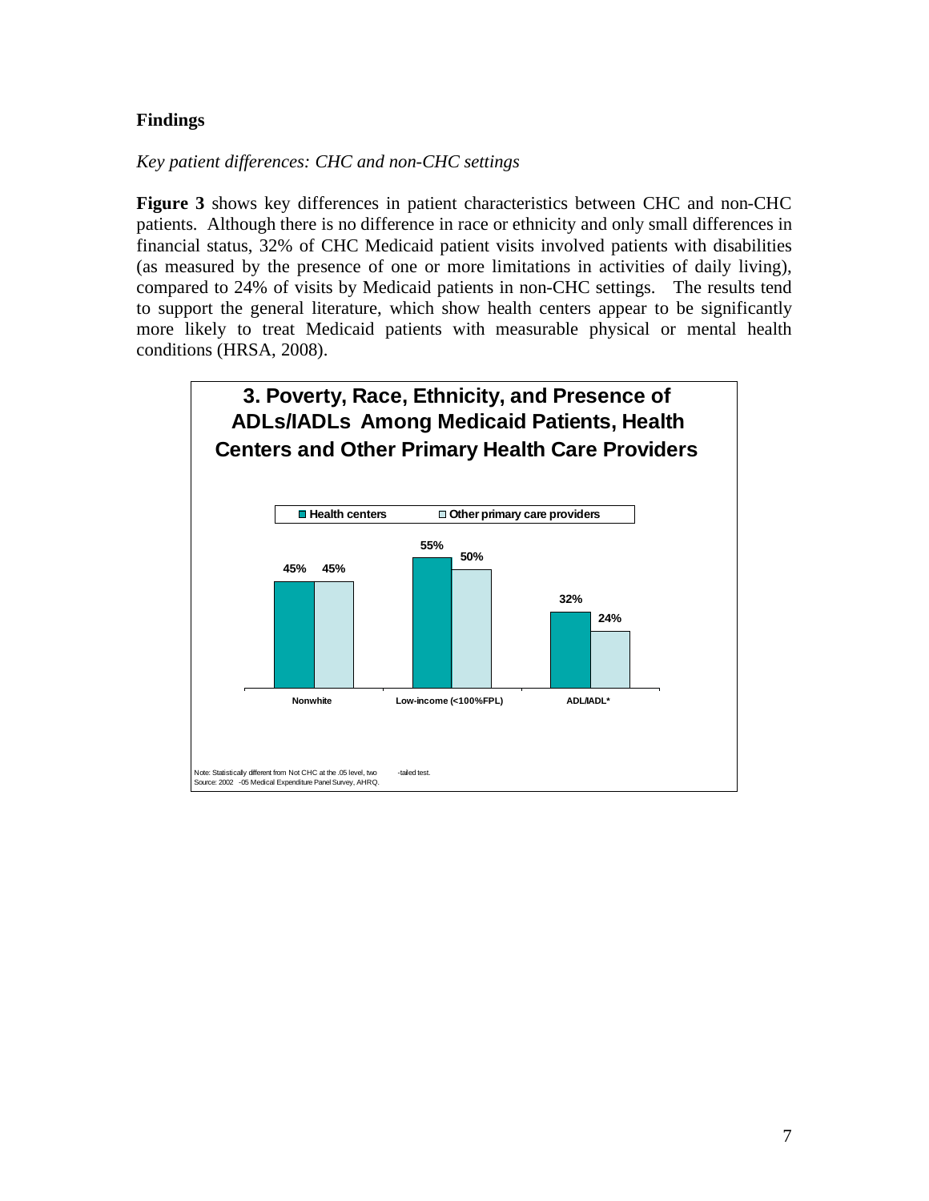## Findings

*Key patient differences: CHC and non-CHC settings*

**Figure 3** shows key differences in patient characteristics between CHC and non-CHC patients. Although there is no difference in race or ethnicity and only small differences in financial status, 32% of CHC Medicaid patient visits involved patients with disabilities (as measured by the presence of one or more limitations in activities of daily living), compared to 24% of visits by Medicaid patients in non-CHC settings. The results tend to support the general literature, which show health centers appear to be significantly more likely to treat Medicaid patients with measurable physical or mental health conditions (HRSA, 2008).

**3. Poverty, Race, Ethnicity, and Presence of ADLs/IADLs Among Medicaid Patients, Health Centers and Other Primary Health Care Providers**

| | Health centers | Other primary care providers |
|---|---|---|
| Nonwhite | 45% | 45% |
| Low-income (<100%FPL) | 55% | 50% |
| ADL/IADL* | 32% | 24% |

Note: Statistically different from Not CHC at the .05 level, two-tailed test.
Source: 2002-05 Medical Expenditure Panel Survey, AHRQ.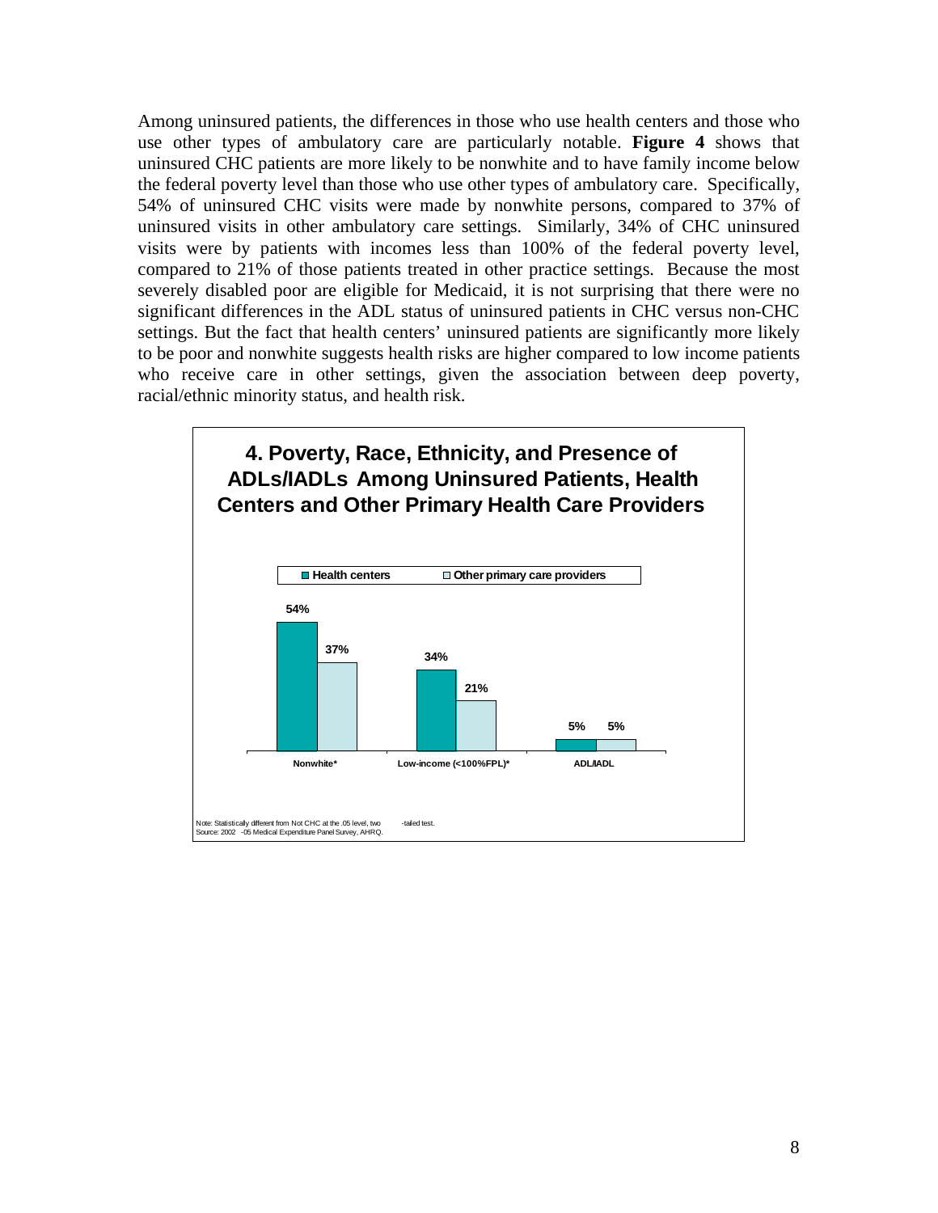Among uninsured patients, the differences in those who use health centers and those who use other types of ambulatory care are particularly notable. **Figure 4** shows that uninsured CHC patients are more likely to be nonwhite and to have family income below the federal poverty level than those who use other types of ambulatory care. Specifically, 54% of uninsured CHC visits were made by nonwhite persons, compared to 37% of uninsured visits in other ambulatory care settings. Similarly, 34% of CHC uninsured visits were by patients with incomes less than 100% of the federal poverty level, compared to 21% of those patients treated in other practice settings. Because the most severely disabled poor are eligible for Medicaid, it is not surprising that there were no significant differences in the ADL status of uninsured patients in CHC versus non-CHC settings. But the fact that health centers' uninsured patients are significantly more likely to be poor and nonwhite suggests health risks are higher compared to low income patients who receive care in other settings, given the association between deep poverty, racial/ethnic minority status, and health risk.

**4. Poverty, Race, Ethnicity, and Presence of ADLs/IADLs Among Uninsured Patients, Health Centers and Other Primary Health Care Providers**

| | Health centers | Other primary care providers |
|---|---|---|
| Nonwhite* | 54% | 37% |
| Low-income (<100%FPL)* | 34% | 21% |
| ADL/IADL | 5% | 5% |

Note: Statistically different from Not CHC at the .05 level, two-tailed test.
Source: 2002-05 Medical Expenditure Panel Survey, AHRQ.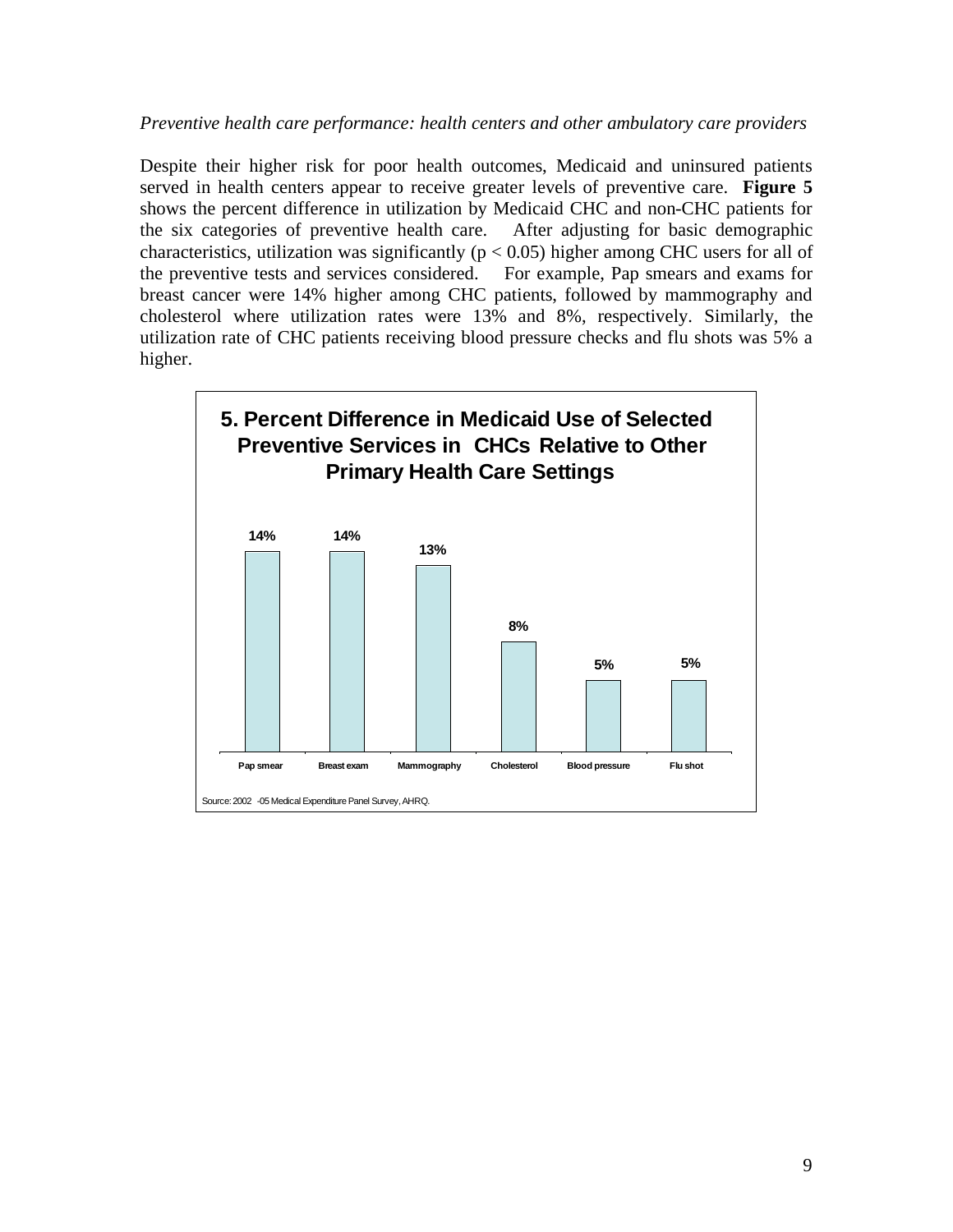*Preventive health care performance: health centers and other ambulatory care providers*

Despite their higher risk for poor health outcomes, Medicaid and uninsured patients served in health centers appear to receive greater levels of preventive care. **Figure 5** shows the percent difference in utilization by Medicaid CHC and non-CHC patients for the six categories of preventive health care. After adjusting for basic demographic characteristics, utilization was significantly ($p < 0.05$) higher among CHC users for all of the preventive tests and services considered. For example, Pap smears and exams for breast cancer were 14% higher among CHC patients, followed by mammography and cholesterol where utilization rates were 13% and 8%, respectively. Similarly, the utilization rate of CHC patients receiving blood pressure checks and flu shots was 5% a higher.

**5. Percent Difference in Medicaid Use of Selected Preventive Services in CHCs Relative to Other Primary Health Care Settings**

| Service | Percent Difference |
|---|---|
| Pap smear | 14% |
| Breast exam | 14% |
| Mammography | 13% |
| Cholesterol | 8% |
| Blood pressure | 5% |
| Flu shot | 5% |

Source: 2002 -05 Medical Expenditure Panel Survey, AHRQ.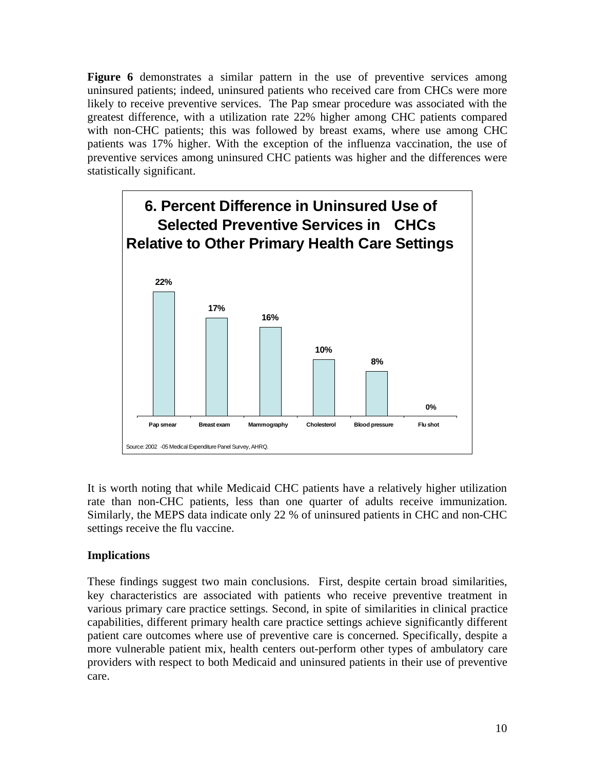**Figure 6** demonstrates a similar pattern in the use of preventive services among uninsured patients; indeed, uninsured patients who received care from CHCs were more likely to receive preventive services. The Pap smear procedure was associated with the greatest difference, with a utilization rate 22% higher among CHC patients compared with non-CHC patients; this was followed by breast exams, where use among CHC patients was 17% higher. With the exception of the influenza vaccination, the use of preventive services among uninsured CHC patients was higher and the differences were statistically significant.

**6. Percent Difference in Uninsured Use of Selected Preventive Services in CHCs Relative to Other Primary Health Care Settings**

| Service | Percent Difference |
| --- | --- |
| Pap smear | 22% |
| Breast exam | 17% |
| Mammography | 16% |
| Cholesterol | 10% |
| Blood pressure | 8% |
| Flu shot | 0% |

Source: 2002 -05 Medical Expenditure Panel Survey, AHRQ.

It is worth noting that while Medicaid CHC patients have a relatively higher utilization rate than non-CHC patients, less than one quarter of adults receive immunization. Similarly, the MEPS data indicate only 22 % of uninsured patients in CHC and non-CHC settings receive the flu vaccine.

**Implications**

These findings suggest two main conclusions. First, despite certain broad similarities, key characteristics are associated with patients who receive preventive treatment in various primary care practice settings. Second, in spite of similarities in clinical practice capabilities, different primary health care practice settings achieve significantly different patient care outcomes where use of preventive care is concerned. Specifically, despite a more vulnerable patient mix, health centers out-perform other types of ambulatory care providers with respect to both Medicaid and uninsured patients in their use of preventive care.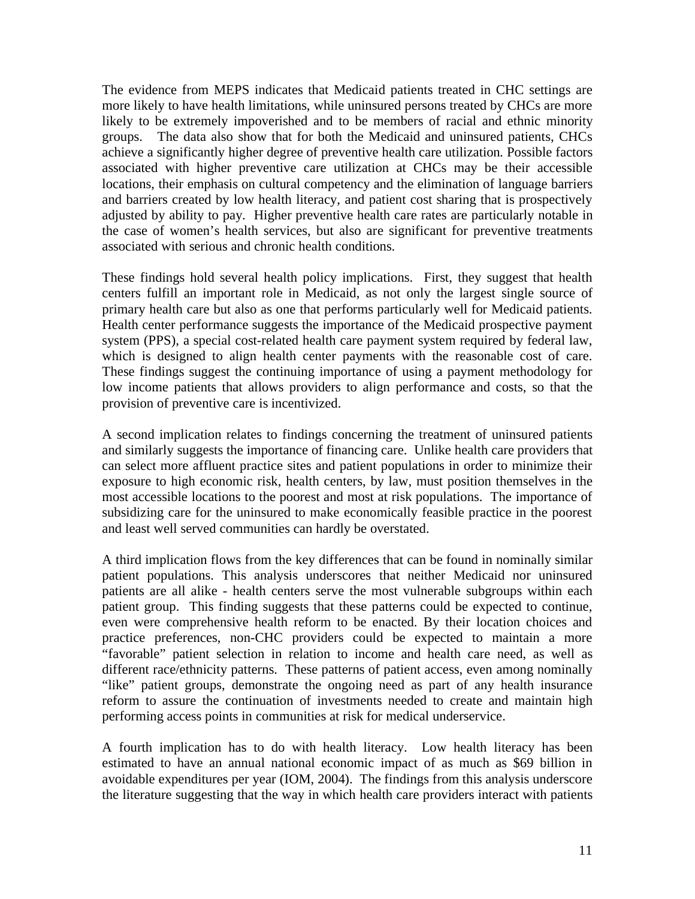The evidence from MEPS indicates that Medicaid patients treated in CHC settings are more likely to have health limitations, while uninsured persons treated by CHCs are more likely to be extremely impoverished and to be members of racial and ethnic minority groups. The data also show that for both the Medicaid and uninsured patients, CHCs achieve a significantly higher degree of preventive health care utilization. Possible factors associated with higher preventive care utilization at CHCs may be their accessible locations, their emphasis on cultural competency and the elimination of language barriers and barriers created by low health literacy, and patient cost sharing that is prospectively adjusted by ability to pay. Higher preventive health care rates are particularly notable in the case of women's health services, but also are significant for preventive treatments associated with serious and chronic health conditions.

These findings hold several health policy implications. First, they suggest that health centers fulfill an important role in Medicaid, as not only the largest single source of primary health care but also as one that performs particularly well for Medicaid patients. Health center performance suggests the importance of the Medicaid prospective payment system (PPS), a special cost-related health care payment system required by federal law, which is designed to align health center payments with the reasonable cost of care. These findings suggest the continuing importance of using a payment methodology for low income patients that allows providers to align performance and costs, so that the provision of preventive care is incentivized.

A second implication relates to findings concerning the treatment of uninsured patients and similarly suggests the importance of financing care. Unlike health care providers that can select more affluent practice sites and patient populations in order to minimize their exposure to high economic risk, health centers, by law, must position themselves in the most accessible locations to the poorest and most at risk populations. The importance of subsidizing care for the uninsured to make economically feasible practice in the poorest and least well served communities can hardly be overstated.

A third implication flows from the key differences that can be found in nominally similar patient populations. This analysis underscores that neither Medicaid nor uninsured patients are all alike - health centers serve the most vulnerable subgroups within each patient group. This finding suggests that these patterns could be expected to continue, even were comprehensive health reform to be enacted. By their location choices and practice preferences, non-CHC providers could be expected to maintain a more "favorable" patient selection in relation to income and health care need, as well as different race/ethnicity patterns. These patterns of patient access, even among nominally "like" patient groups, demonstrate the ongoing need as part of any health insurance reform to assure the continuation of investments needed to create and maintain high performing access points in communities at risk for medical underservice.

A fourth implication has to do with health literacy. Low health literacy has been estimated to have an annual national economic impact of as much as $69 billion in avoidable expenditures per year (IOM, 2004). The findings from this analysis underscore the literature suggesting that the way in which health care providers interact with patients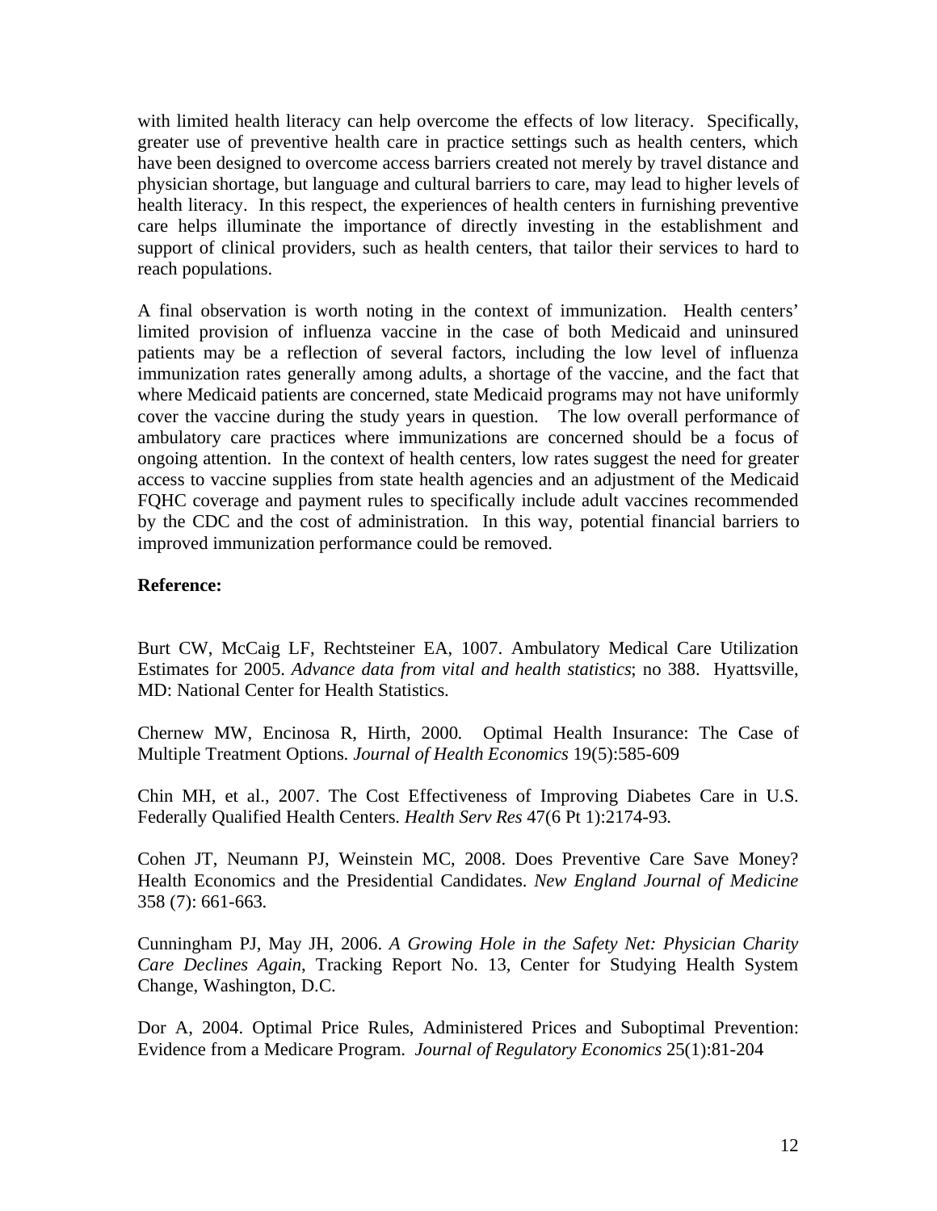with limited health literacy can help overcome the effects of low literacy. Specifically, greater use of preventive health care in practice settings such as health centers, which have been designed to overcome access barriers created not merely by travel distance and physician shortage, but language and cultural barriers to care, may lead to higher levels of health literacy. In this respect, the experiences of health centers in furnishing preventive care helps illuminate the importance of directly investing in the establishment and support of clinical providers, such as health centers, that tailor their services to hard to reach populations.

A final observation is worth noting in the context of immunization. Health centers' limited provision of influenza vaccine in the case of both Medicaid and uninsured patients may be a reflection of several factors, including the low level of influenza immunization rates generally among adults, a shortage of the vaccine, and the fact that where Medicaid patients are concerned, state Medicaid programs may not have uniformly cover the vaccine during the study years in question. The low overall performance of ambulatory care practices where immunizations are concerned should be a focus of ongoing attention. In the context of health centers, low rates suggest the need for greater access to vaccine supplies from state health agencies and an adjustment of the Medicaid FQHC coverage and payment rules to specifically include adult vaccines recommended by the CDC and the cost of administration. In this way, potential financial barriers to improved immunization performance could be removed.

**Reference:**

Burt CW, McCaig LF, Rechtsteiner EA, 1007. Ambulatory Medical Care Utilization Estimates for 2005. *Advance data from vital and health statistics*; no 388. Hyattsville, MD: National Center for Health Statistics.

Chernew MW, Encinosa R, Hirth, 2000. Optimal Health Insurance: The Case of Multiple Treatment Options. *Journal of Health Economics* 19(5):585-609

Chin MH, et al., 2007. The Cost Effectiveness of Improving Diabetes Care in U.S. Federally Qualified Health Centers. *Health Serv Res* 47(6 Pt 1):2174-93.

Cohen JT, Neumann PJ, Weinstein MC, 2008. Does Preventive Care Save Money? Health Economics and the Presidential Candidates. *New England Journal of Medicine* 358 (7): 661-663.

Cunningham PJ, May JH, 2006. *A Growing Hole in the Safety Net: Physician Charity Care Declines Again*, Tracking Report No. 13, Center for Studying Health System Change, Washington, D.C.

Dor A, 2004. Optimal Price Rules, Administered Prices and Suboptimal Prevention: Evidence from a Medicare Program. *Journal of Regulatory Economics* 25(1):81-204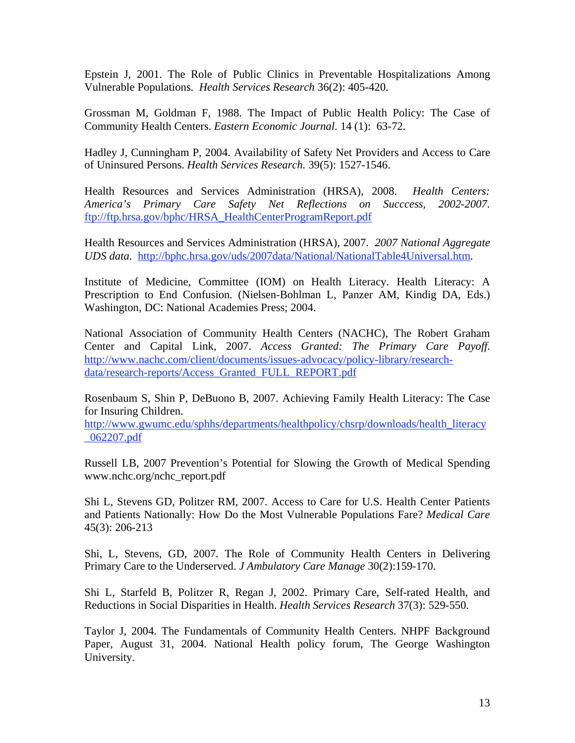Epstein J, 2001. The Role of Public Clinics in Preventable Hospitalizations Among Vulnerable Populations. *Health Services Research* 36(2): 405-420.

Grossman M, Goldman F, 1988. The Impact of Public Health Policy: The Case of Community Health Centers. *Eastern Economic Journal*. 14 (1): 63-72.

Hadley J, Cunningham P, 2004. Availability of Safety Net Providers and Access to Care of Uninsured Persons. *Health Services Research.* 39(5): 1527-1546.

Health Resources and Services Administration (HRSA), 2008. *Health Centers: America's Primary Care Safety Net Reflections on Succcess, 2002-2007*. ftp://ftp.hrsa.gov/bphc/HRSA_HealthCenterProgramReport.pdf

Health Resources and Services Administration (HRSA), 2007. *2007 National Aggregate UDS data*. http://bphc.hrsa.gov/uds/2007data/National/NationalTable4Universal.htm.

Institute of Medicine, Committee (IOM) on Health Literacy. Health Literacy: A Prescription to End Confusion. (Nielsen-Bohlman L, Panzer AM, Kindig DA, Eds.) Washington, DC: National Academies Press; 2004.

National Association of Community Health Centers (NACHC), The Robert Graham Center and Capital Link, 2007. *Access Granted: The Primary Care Payoff.* http://www.nachc.com/client/documents/issues-advocacy/policy-library/research-data/research-reports/Access_Granted_FULL_REPORT.pdf

Rosenbaum S, Shin P, DeBuono B, 2007. Achieving Family Health Literacy: The Case for Insuring Children.
http://www.gwumc.edu/sphhs/departments/healthpolicy/chsrp/downloads/health_literacy_062207.pdf

Russell LB, 2007 Prevention's Potential for Slowing the Growth of Medical Spending www.nchc.org/nchc_report.pdf

Shi L, Stevens GD, Politzer RM, 2007. Access to Care for U.S. Health Center Patients and Patients Nationally: How Do the Most Vulnerable Populations Fare? *Medical Care* 45(3): 206-213

Shi, L, Stevens, GD, 2007. The Role of Community Health Centers in Delivering Primary Care to the Underserved. *J Ambulatory Care Manage* 30(2):159-170.

Shi L, Starfeld B, Politzer R, Regan J, 2002. Primary Care, Self-rated Health, and Reductions in Social Disparities in Health. *Health Services Research* 37(3): 529-550.

Taylor J, 2004. The Fundamentals of Community Health Centers. NHPF Background Paper, August 31, 2004. National Health policy forum, The George Washington University.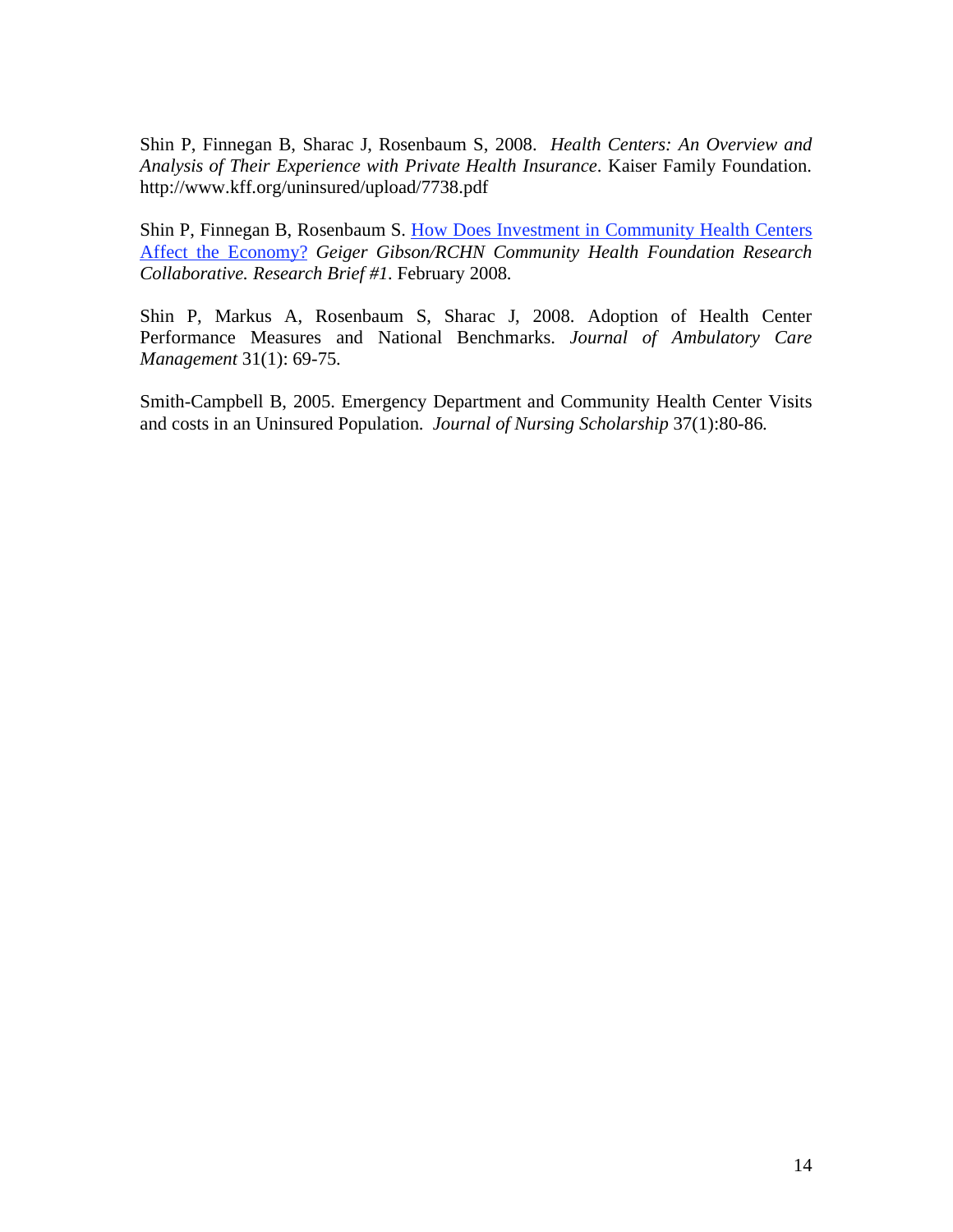Shin P, Finnegan B, Sharac J, Rosenbaum S, 2008. *Health Centers: An Overview and Analysis of Their Experience with Private Health Insurance*. Kaiser Family Foundation. http://www.kff.org/uninsured/upload/7738.pdf

Shin P, Finnegan B, Rosenbaum S. How Does Investment in Community Health Centers Affect the Economy? *Geiger Gibson/RCHN Community Health Foundation Research Collaborative. Research Brief #1*. February 2008.

Shin P, Markus A, Rosenbaum S, Sharac J, 2008. Adoption of Health Center Performance Measures and National Benchmarks. *Journal of Ambulatory Care Management* 31(1): 69-75.

Smith-Campbell B, 2005. Emergency Department and Community Health Center Visits and costs in an Uninsured Population. *Journal of Nursing Scholarship* 37(1):80-86.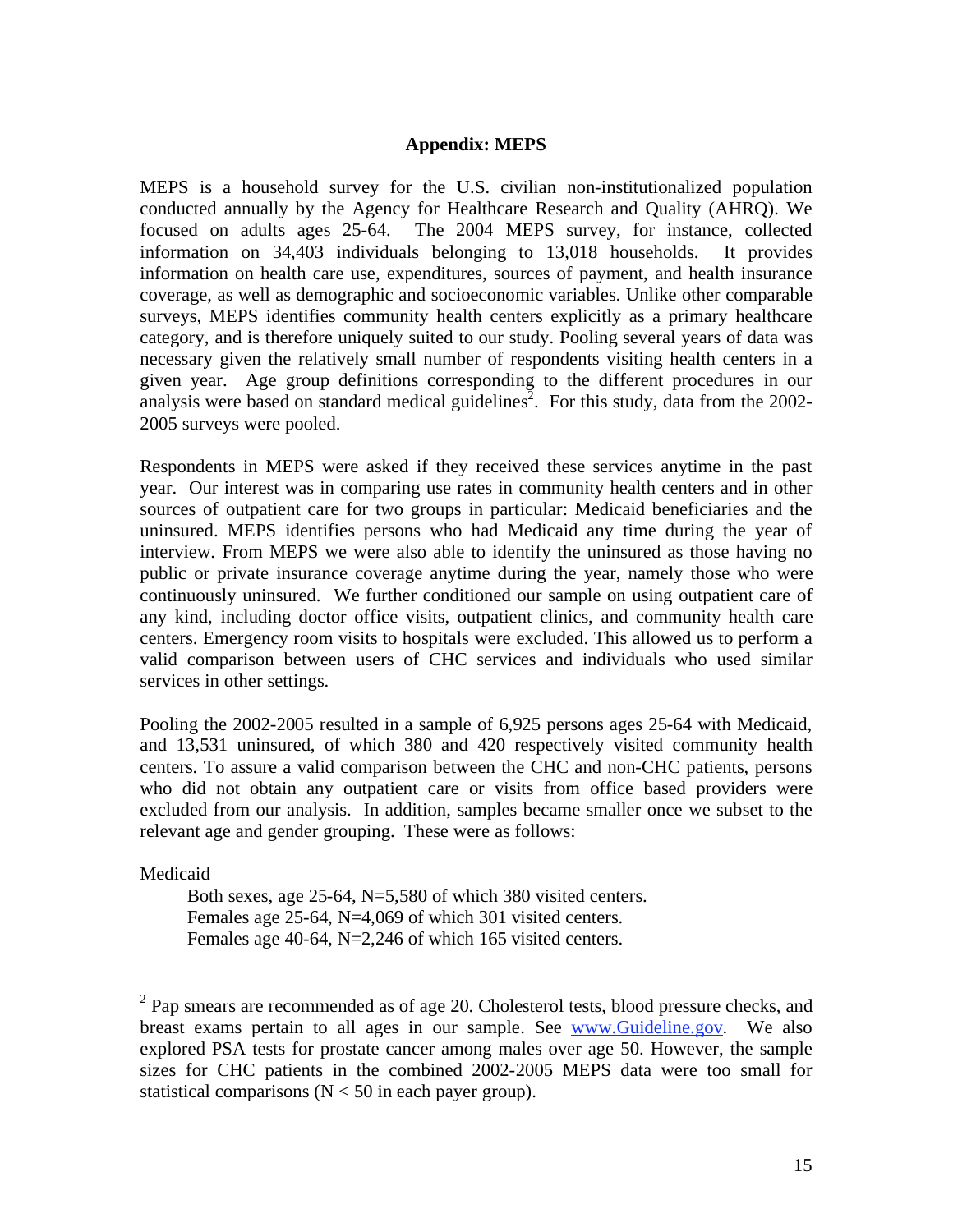## Appendix: MEPS

MEPS is a household survey for the U.S. civilian non-institutionalized population conducted annually by the Agency for Healthcare Research and Quality (AHRQ). We focused on adults ages 25-64. The 2004 MEPS survey, for instance, collected information on 34,403 individuals belonging to 13,018 households. It provides information on health care use, expenditures, sources of payment, and health insurance coverage, as well as demographic and socioeconomic variables. Unlike other comparable surveys, MEPS identifies community health centers explicitly as a primary healthcare category, and is therefore uniquely suited to our study. Pooling several years of data was necessary given the relatively small number of respondents visiting health centers in a given year. Age group definitions corresponding to the different procedures in our analysis were based on standard medical guidelines[2]. For this study, data from the 2002-2005 surveys were pooled.

Respondents in MEPS were asked if they received these services anytime in the past year. Our interest was in comparing use rates in community health centers and in other sources of outpatient care for two groups in particular: Medicaid beneficiaries and the uninsured. MEPS identifies persons who had Medicaid any time during the year of interview. From MEPS we were also able to identify the uninsured as those having no public or private insurance coverage anytime during the year, namely those who were continuously uninsured. We further conditioned our sample on using outpatient care of any kind, including doctor office visits, outpatient clinics, and community health care centers. Emergency room visits to hospitals were excluded. This allowed us to perform a valid comparison between users of CHC services and individuals who used similar services in other settings.

Pooling the 2002-2005 resulted in a sample of 6,925 persons ages 25-64 with Medicaid, and 13,531 uninsured, of which 380 and 420 respectively visited community health centers. To assure a valid comparison between the CHC and non-CHC patients, persons who did not obtain any outpatient care or visits from office based providers were excluded from our analysis. In addition, samples became smaller once we subset to the relevant age and gender grouping. These were as follows:

Medicaid

- Both sexes, age 25-64, N=5,580 of which 380 visited centers.
- Females age 25-64, N=4,069 of which 301 visited centers.
- Females age 40-64, N=2,246 of which 165 visited centers.

---

[2] Pap smears are recommended as of age 20. Cholesterol tests, blood pressure checks, and breast exams pertain to all ages in our sample. See www.Guideline.gov. We also explored PSA tests for prostate cancer among males over age 50. However, the sample sizes for CHC patients in the combined 2002-2005 MEPS data were too small for statistical comparisons ($N < 50$ in each payer group).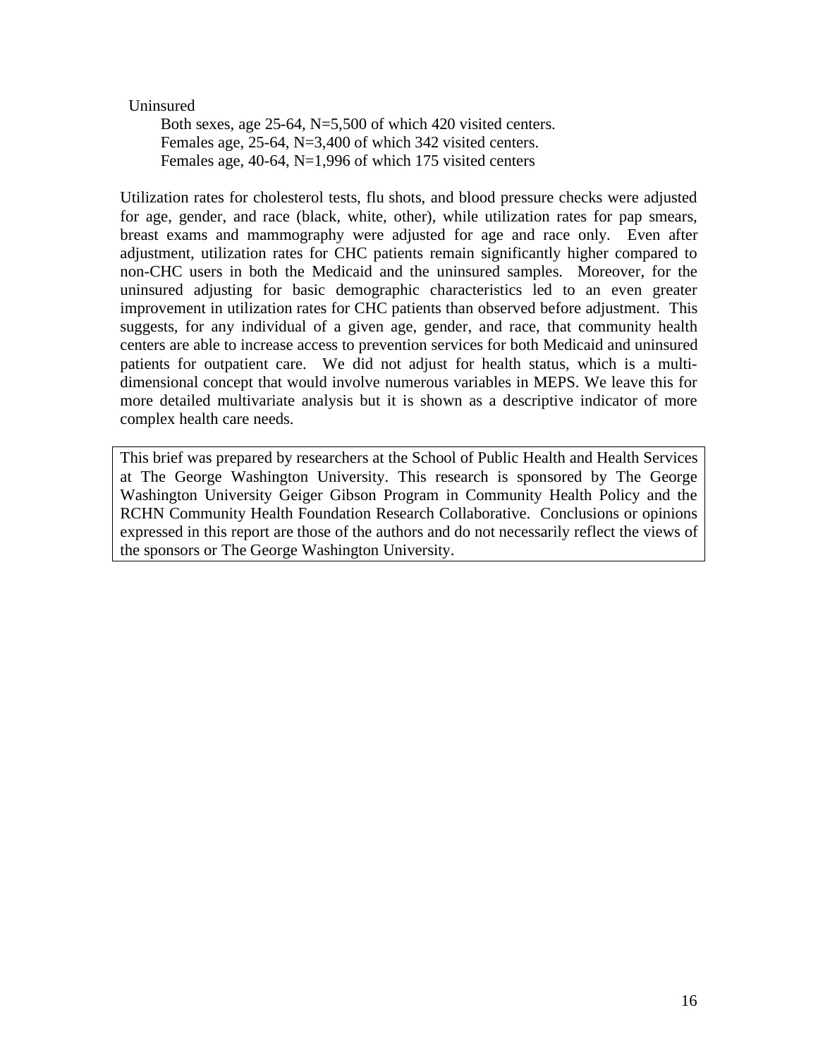Uninsured

- Both sexes, age 25-64, N=5,500 of which 420 visited centers.
- Females age, 25-64, N=3,400 of which 342 visited centers.
- Females age, 40-64, N=1,996 of which 175 visited centers

Utilization rates for cholesterol tests, flu shots, and blood pressure checks were adjusted for age, gender, and race (black, white, other), while utilization rates for pap smears, breast exams and mammography were adjusted for age and race only. Even after adjustment, utilization rates for CHC patients remain significantly higher compared to non-CHC users in both the Medicaid and the uninsured samples. Moreover, for the uninsured adjusting for basic demographic characteristics led to an even greater improvement in utilization rates for CHC patients than observed before adjustment. This suggests, for any individual of a given age, gender, and race, that community health centers are able to increase access to prevention services for both Medicaid and uninsured patients for outpatient care. We did not adjust for health status, which is a multi-dimensional concept that would involve numerous variables in MEPS. We leave this for more detailed multivariate analysis but it is shown as a descriptive indicator of more complex health care needs.

This brief was prepared by researchers at the School of Public Health and Health Services at The George Washington University. This research is sponsored by The George Washington University Geiger Gibson Program in Community Health Policy and the RCHN Community Health Foundation Research Collaborative. Conclusions or opinions expressed in this report are those of the authors and do not necessarily reflect the views of the sponsors or The George Washington University.